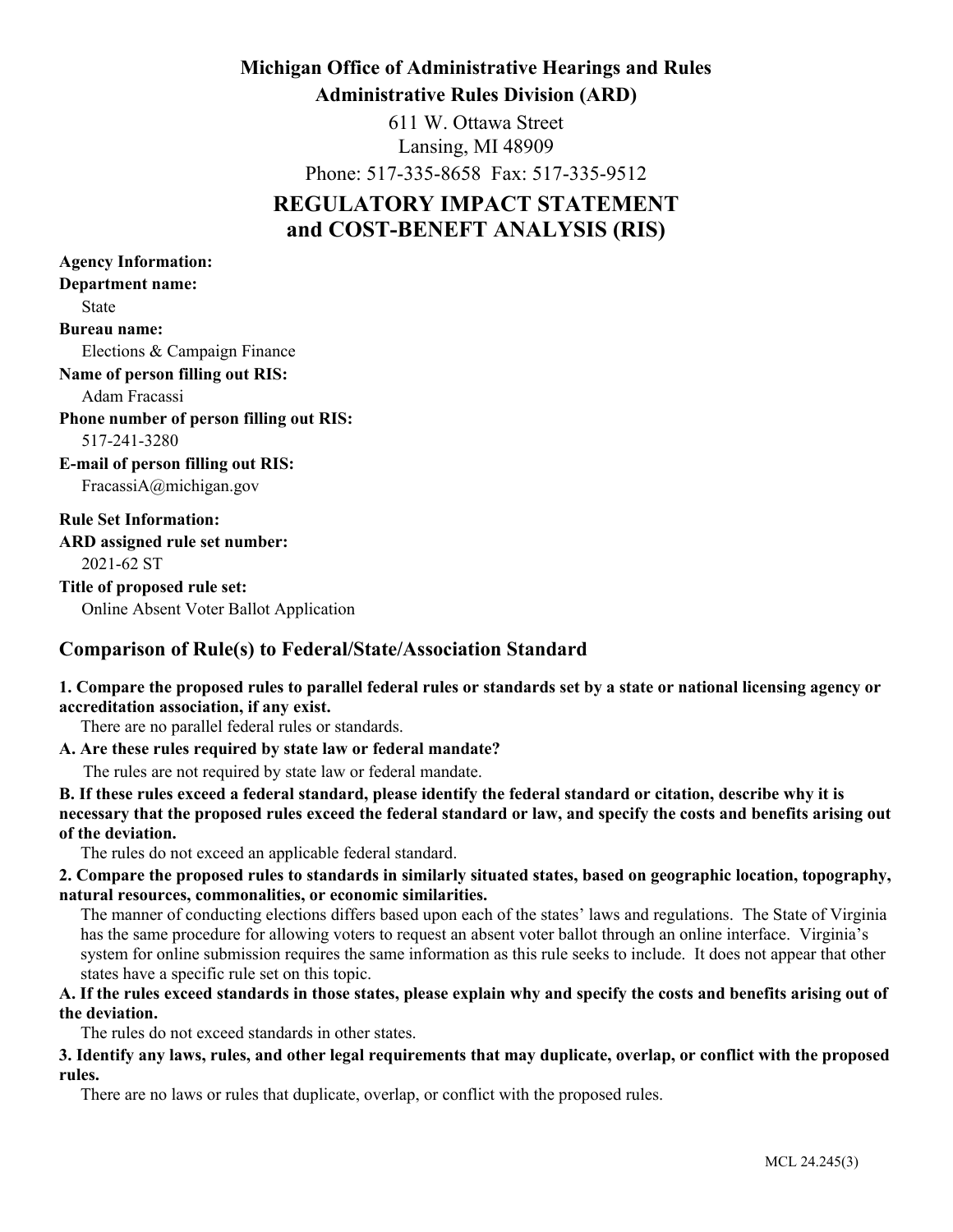**Michigan Office of Administrative Hearings and Rules**
**Administrative Rules Division (ARD)**

611 W. Ottawa Street
Lansing, MI 48909
Phone: 517-335-8658 Fax: 517-335-9512

# REGULATORY IMPACT STATEMENT and COST-BENEFT ANALYSIS (RIS)

**Agency Information:**

**Department name:**
State

**Bureau name:**
Elections & Campaign Finance

**Name of person filling out RIS:**
Adam Fracassi

**Phone number of person filling out RIS:**
517-241-3280

**E-mail of person filling out RIS:**
FracassiA@michigan.gov

**Rule Set Information:**

**ARD assigned rule set number:**
2021-62 ST

**Title of proposed rule set:**
Online Absent Voter Ballot Application

## Comparison of Rule(s) to Federal/State/Association Standard

**1. Compare the proposed rules to parallel federal rules or standards set by a state or national licensing agency or accreditation association, if any exist.**

There are no parallel federal rules or standards.

**A. Are these rules required by state law or federal mandate?**

The rules are not required by state law or federal mandate.

**B. If these rules exceed a federal standard, please identify the federal standard or citation, describe why it is necessary that the proposed rules exceed the federal standard or law, and specify the costs and benefits arising out of the deviation.**

The rules do not exceed an applicable federal standard.

**2. Compare the proposed rules to standards in similarly situated states, based on geographic location, topography, natural resources, commonalities, or economic similarities.**

The manner of conducting elections differs based upon each of the states' laws and regulations. The State of Virginia has the same procedure for allowing voters to request an absent voter ballot through an online interface. Virginia's system for online submission requires the same information as this rule seeks to include. It does not appear that other states have a specific rule set on this topic.

**A. If the rules exceed standards in those states, please explain why and specify the costs and benefits arising out of the deviation.**

The rules do not exceed standards in other states.

**3. Identify any laws, rules, and other legal requirements that may duplicate, overlap, or conflict with the proposed rules.**

There are no laws or rules that duplicate, overlap, or conflict with the proposed rules.

MCL 24.245(3)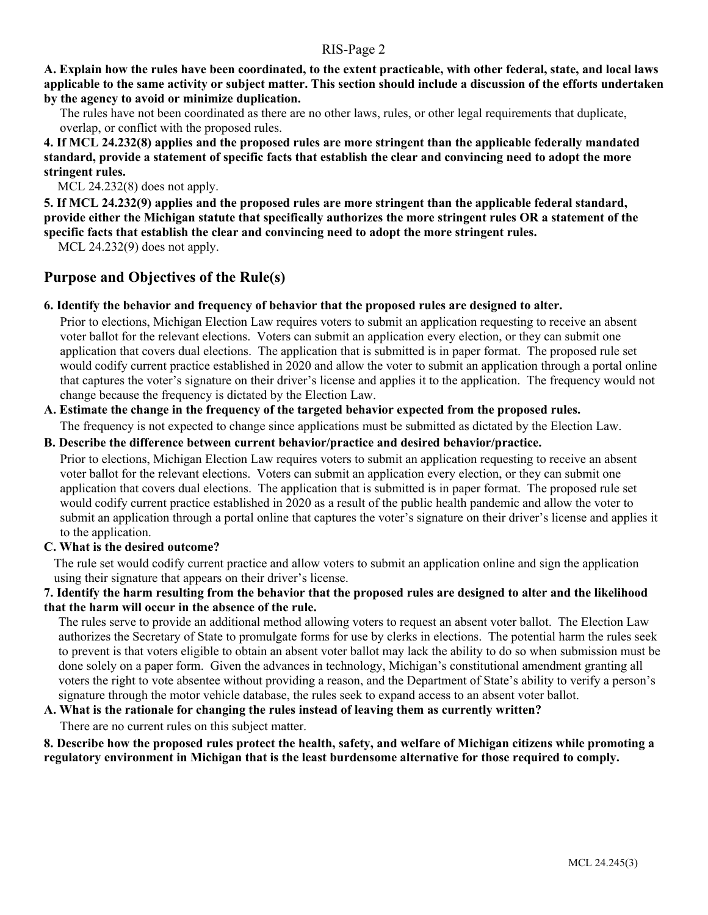**A. Explain how the rules have been coordinated, to the extent practicable, with other federal, state, and local laws applicable to the same activity or subject matter. This section should include a discussion of the efforts undertaken by the agency to avoid or minimize duplication.**

The rules have not been coordinated as there are no other laws, rules, or other legal requirements that duplicate, overlap, or conflict with the proposed rules.

**4. If MCL 24.232(8) applies and the proposed rules are more stringent than the applicable federally mandated standard, provide a statement of specific facts that establish the clear and convincing need to adopt the more stringent rules.**

MCL 24.232(8) does not apply.

**5. If MCL 24.232(9) applies and the proposed rules are more stringent than the applicable federal standard, provide either the Michigan statute that specifically authorizes the more stringent rules OR a statement of the specific facts that establish the clear and convincing need to adopt the more stringent rules.**

MCL 24.232(9) does not apply.

## Purpose and Objectives of the Rule(s)

**6. Identify the behavior and frequency of behavior that the proposed rules are designed to alter.**

Prior to elections, Michigan Election Law requires voters to submit an application requesting to receive an absent voter ballot for the relevant elections. Voters can submit an application every election, or they can submit one application that covers dual elections. The application that is submitted is in paper format. The proposed rule set would codify current practice established in 2020 and allow the voter to submit an application through a portal online that captures the voter's signature on their driver's license and applies it to the application. The frequency would not change because the frequency is dictated by the Election Law.

**A. Estimate the change in the frequency of the targeted behavior expected from the proposed rules.**

The frequency is not expected to change since applications must be submitted as dictated by the Election Law.

**B. Describe the difference between current behavior/practice and desired behavior/practice.**

Prior to elections, Michigan Election Law requires voters to submit an application requesting to receive an absent voter ballot for the relevant elections. Voters can submit an application every election, or they can submit one application that covers dual elections. The application that is submitted is in paper format. The proposed rule set would codify current practice established in 2020 as a result of the public health pandemic and allow the voter to submit an application through a portal online that captures the voter's signature on their driver's license and applies it to the application.

**C. What is the desired outcome?**

The rule set would codify current practice and allow voters to submit an application online and sign the application using their signature that appears on their driver's license.

**7. Identify the harm resulting from the behavior that the proposed rules are designed to alter and the likelihood that the harm will occur in the absence of the rule.**

The rules serve to provide an additional method allowing voters to request an absent voter ballot. The Election Law authorizes the Secretary of State to promulgate forms for use by clerks in elections. The potential harm the rules seek to prevent is that voters eligible to obtain an absent voter ballot may lack the ability to do so when submission must be done solely on a paper form. Given the advances in technology, Michigan's constitutional amendment granting all voters the right to vote absentee without providing a reason, and the Department of State's ability to verify a person's signature through the motor vehicle database, the rules seek to expand access to an absent voter ballot.

**A. What is the rationale for changing the rules instead of leaving them as currently written?**

There are no current rules on this subject matter.

**8. Describe how the proposed rules protect the health, safety, and welfare of Michigan citizens while promoting a regulatory environment in Michigan that is the least burdensome alternative for those required to comply.**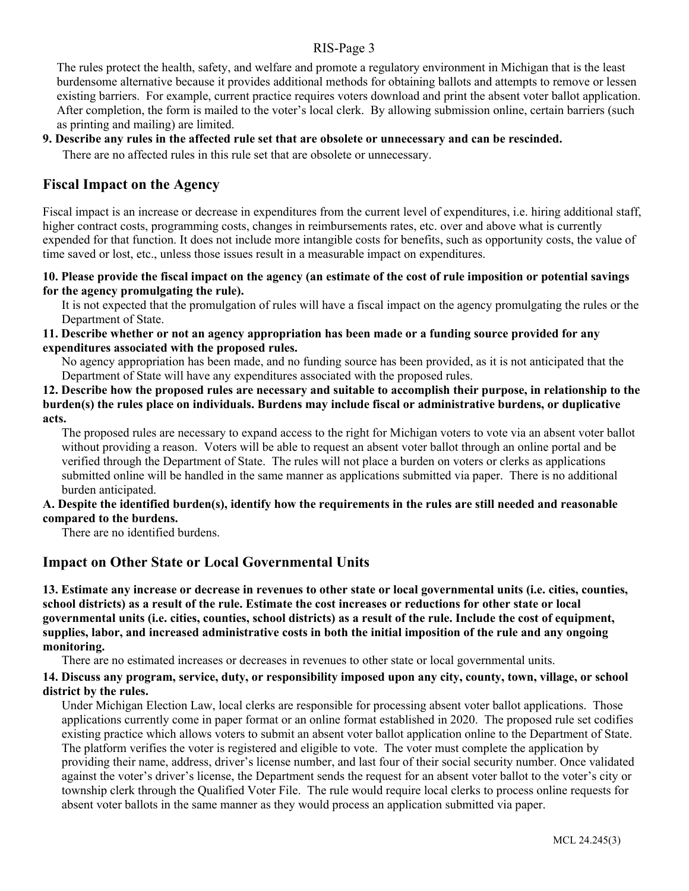The rules protect the health, safety, and welfare and promote a regulatory environment in Michigan that is the least burdensome alternative because it provides additional methods for obtaining ballots and attempts to remove or lessen existing barriers. For example, current practice requires voters download and print the absent voter ballot application. After completion, the form is mailed to the voter's local clerk. By allowing submission online, certain barriers (such as printing and mailing) are limited.

**9. Describe any rules in the affected rule set that are obsolete or unnecessary and can be rescinded.**

There are no affected rules in this rule set that are obsolete or unnecessary.

## Fiscal Impact on the Agency

Fiscal impact is an increase or decrease in expenditures from the current level of expenditures, i.e. hiring additional staff, higher contract costs, programming costs, changes in reimbursements rates, etc. over and above what is currently expended for that function. It does not include more intangible costs for benefits, such as opportunity costs, the value of time saved or lost, etc., unless those issues result in a measurable impact on expenditures.

**10. Please provide the fiscal impact on the agency (an estimate of the cost of rule imposition or potential savings for the agency promulgating the rule).**

It is not expected that the promulgation of rules will have a fiscal impact on the agency promulgating the rules or the Department of State.

**11. Describe whether or not an agency appropriation has been made or a funding source provided for any expenditures associated with the proposed rules.**

No agency appropriation has been made, and no funding source has been provided, as it is not anticipated that the Department of State will have any expenditures associated with the proposed rules.

**12. Describe how the proposed rules are necessary and suitable to accomplish their purpose, in relationship to the burden(s) the rules place on individuals. Burdens may include fiscal or administrative burdens, or duplicative acts.**

The proposed rules are necessary to expand access to the right for Michigan voters to vote via an absent voter ballot without providing a reason. Voters will be able to request an absent voter ballot through an online portal and be verified through the Department of State. The rules will not place a burden on voters or clerks as applications submitted online will be handled in the same manner as applications submitted via paper. There is no additional burden anticipated.

**A. Despite the identified burden(s), identify how the requirements in the rules are still needed and reasonable compared to the burdens.**

There are no identified burdens.

## Impact on Other State or Local Governmental Units

**13. Estimate any increase or decrease in revenues to other state or local governmental units (i.e. cities, counties, school districts) as a result of the rule. Estimate the cost increases or reductions for other state or local governmental units (i.e. cities, counties, school districts) as a result of the rule. Include the cost of equipment, supplies, labor, and increased administrative costs in both the initial imposition of the rule and any ongoing monitoring.**

There are no estimated increases or decreases in revenues to other state or local governmental units.

**14. Discuss any program, service, duty, or responsibility imposed upon any city, county, town, village, or school district by the rules.**

Under Michigan Election Law, local clerks are responsible for processing absent voter ballot applications. Those applications currently come in paper format or an online format established in 2020. The proposed rule set codifies existing practice which allows voters to submit an absent voter ballot application online to the Department of State. The platform verifies the voter is registered and eligible to vote. The voter must complete the application by providing their name, address, driver's license number, and last four of their social security number. Once validated against the voter's driver's license, the Department sends the request for an absent voter ballot to the voter's city or township clerk through the Qualified Voter File. The rule would require local clerks to process online requests for absent voter ballots in the same manner as they would process an application submitted via paper.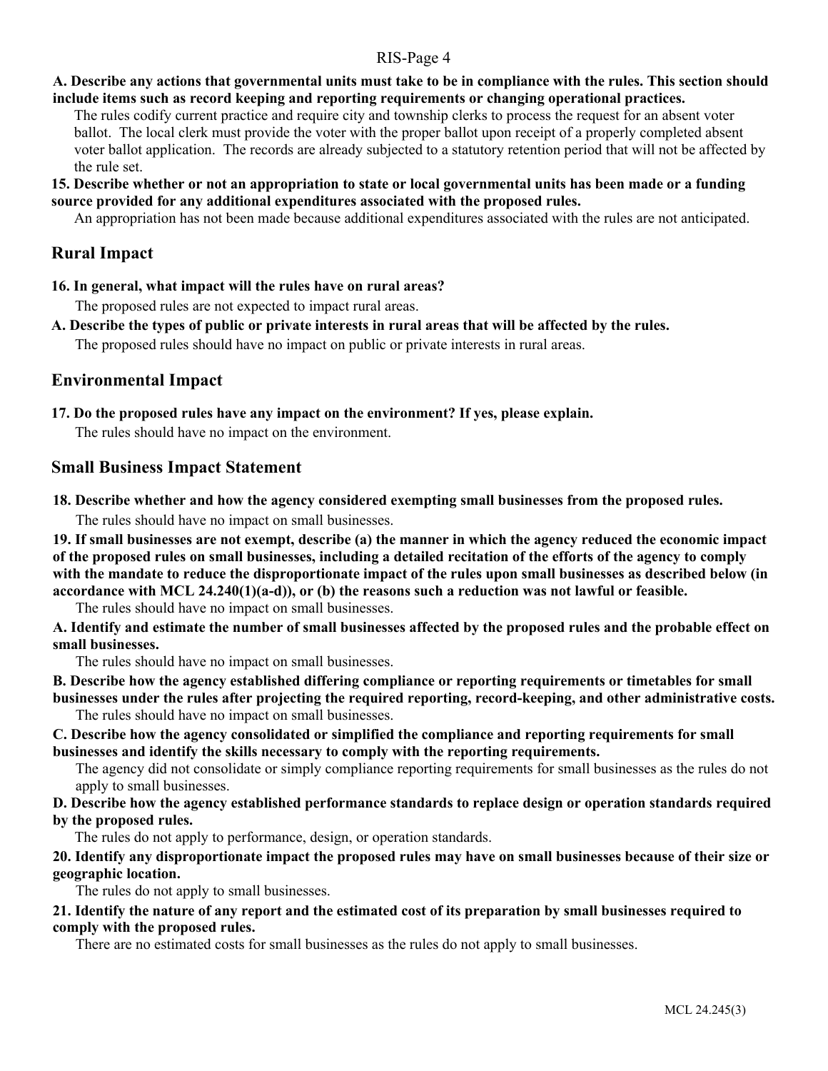**A. Describe any actions that governmental units must take to be in compliance with the rules. This section should include items such as record keeping and reporting requirements or changing operational practices.**

The rules codify current practice and require city and township clerks to process the request for an absent voter ballot. The local clerk must provide the voter with the proper ballot upon receipt of a properly completed absent voter ballot application. The records are already subjected to a statutory retention period that will not be affected by the rule set.

**15. Describe whether or not an appropriation to state or local governmental units has been made or a funding source provided for any additional expenditures associated with the proposed rules.**

An appropriation has not been made because additional expenditures associated with the rules are not anticipated.

## Rural Impact

**16. In general, what impact will the rules have on rural areas?**

The proposed rules are not expected to impact rural areas.

**A. Describe the types of public or private interests in rural areas that will be affected by the rules.**

The proposed rules should have no impact on public or private interests in rural areas.

## Environmental Impact

**17. Do the proposed rules have any impact on the environment? If yes, please explain.**

The rules should have no impact on the environment.

## Small Business Impact Statement

**18. Describe whether and how the agency considered exempting small businesses from the proposed rules.**

The rules should have no impact on small businesses.

**19. If small businesses are not exempt, describe (a) the manner in which the agency reduced the economic impact of the proposed rules on small businesses, including a detailed recitation of the efforts of the agency to comply with the mandate to reduce the disproportionate impact of the rules upon small businesses as described below (in accordance with MCL 24.240(1)(a-d)), or (b) the reasons such a reduction was not lawful or feasible.**

The rules should have no impact on small businesses.

**A. Identify and estimate the number of small businesses affected by the proposed rules and the probable effect on small businesses.**

The rules should have no impact on small businesses.

**B. Describe how the agency established differing compliance or reporting requirements or timetables for small businesses under the rules after projecting the required reporting, record-keeping, and other administrative costs.**

The rules should have no impact on small businesses.

**C. Describe how the agency consolidated or simplified the compliance and reporting requirements for small businesses and identify the skills necessary to comply with the reporting requirements.**

The agency did not consolidate or simply compliance reporting requirements for small businesses as the rules do not apply to small businesses.

**D. Describe how the agency established performance standards to replace design or operation standards required by the proposed rules.**

The rules do not apply to performance, design, or operation standards.

**20. Identify any disproportionate impact the proposed rules may have on small businesses because of their size or geographic location.**

The rules do not apply to small businesses.

**21. Identify the nature of any report and the estimated cost of its preparation by small businesses required to comply with the proposed rules.**

There are no estimated costs for small businesses as the rules do not apply to small businesses.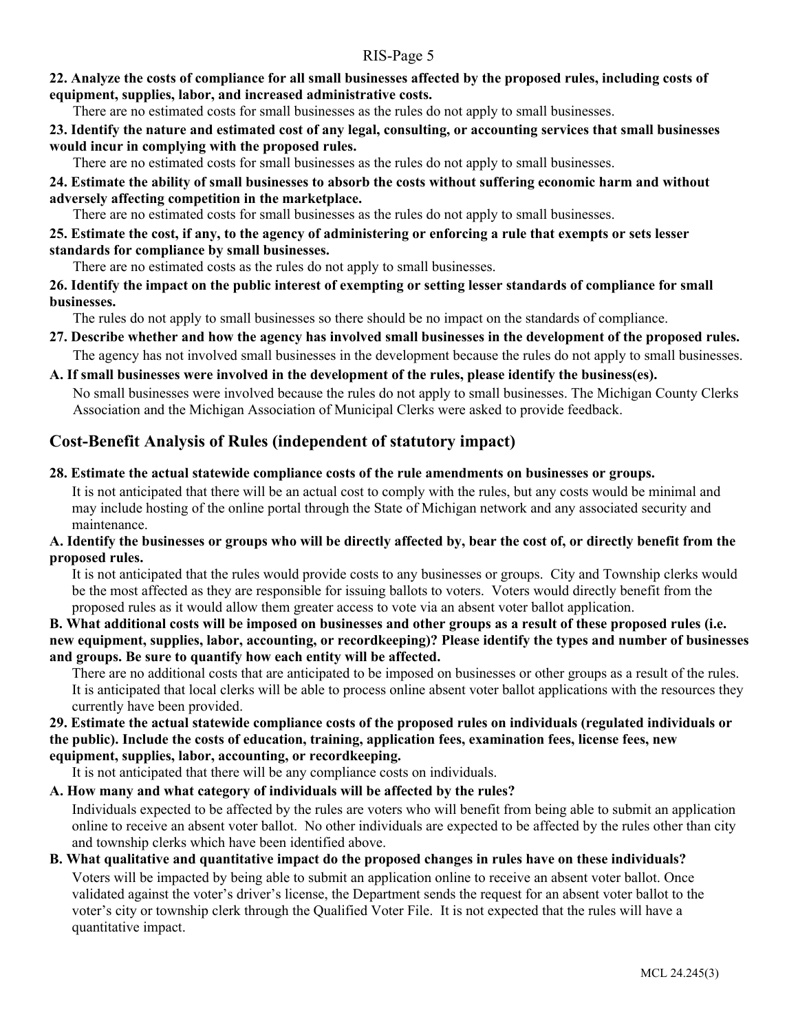**22. Analyze the costs of compliance for all small businesses affected by the proposed rules, including costs of equipment, supplies, labor, and increased administrative costs.**

There are no estimated costs for small businesses as the rules do not apply to small businesses.

**23. Identify the nature and estimated cost of any legal, consulting, or accounting services that small businesses would incur in complying with the proposed rules.**

There are no estimated costs for small businesses as the rules do not apply to small businesses.

**24. Estimate the ability of small businesses to absorb the costs without suffering economic harm and without adversely affecting competition in the marketplace.**

There are no estimated costs for small businesses as the rules do not apply to small businesses.

**25. Estimate the cost, if any, to the agency of administering or enforcing a rule that exempts or sets lesser standards for compliance by small businesses.**

There are no estimated costs as the rules do not apply to small businesses.

**26. Identify the impact on the public interest of exempting or setting lesser standards of compliance for small businesses.**

The rules do not apply to small businesses so there should be no impact on the standards of compliance.

**27. Describe whether and how the agency has involved small businesses in the development of the proposed rules.**

The agency has not involved small businesses in the development because the rules do not apply to small businesses.

**A. If small businesses were involved in the development of the rules, please identify the business(es).**

No small businesses were involved because the rules do not apply to small businesses. The Michigan County Clerks Association and the Michigan Association of Municipal Clerks were asked to provide feedback.

## Cost-Benefit Analysis of Rules (independent of statutory impact)

**28. Estimate the actual statewide compliance costs of the rule amendments on businesses or groups.**

It is not anticipated that there will be an actual cost to comply with the rules, but any costs would be minimal and may include hosting of the online portal through the State of Michigan network and any associated security and maintenance.

**A. Identify the businesses or groups who will be directly affected by, bear the cost of, or directly benefit from the proposed rules.**

It is not anticipated that the rules would provide costs to any businesses or groups. City and Township clerks would be the most affected as they are responsible for issuing ballots to voters. Voters would directly benefit from the proposed rules as it would allow them greater access to vote via an absent voter ballot application.

**B. What additional costs will be imposed on businesses and other groups as a result of these proposed rules (i.e. new equipment, supplies, labor, accounting, or recordkeeping)? Please identify the types and number of businesses and groups. Be sure to quantify how each entity will be affected.**

There are no additional costs that are anticipated to be imposed on businesses or other groups as a result of the rules. It is anticipated that local clerks will be able to process online absent voter ballot applications with the resources they currently have been provided.

**29. Estimate the actual statewide compliance costs of the proposed rules on individuals (regulated individuals or the public). Include the costs of education, training, application fees, examination fees, license fees, new equipment, supplies, labor, accounting, or recordkeeping.**

It is not anticipated that there will be any compliance costs on individuals.

**A. How many and what category of individuals will be affected by the rules?**

Individuals expected to be affected by the rules are voters who will benefit from being able to submit an application online to receive an absent voter ballot. No other individuals are expected to be affected by the rules other than city and township clerks which have been identified above.

**B. What qualitative and quantitative impact do the proposed changes in rules have on these individuals?**

Voters will be impacted by being able to submit an application online to receive an absent voter ballot. Once validated against the voter's driver's license, the Department sends the request for an absent voter ballot to the voter's city or township clerk through the Qualified Voter File. It is not expected that the rules will have a quantitative impact.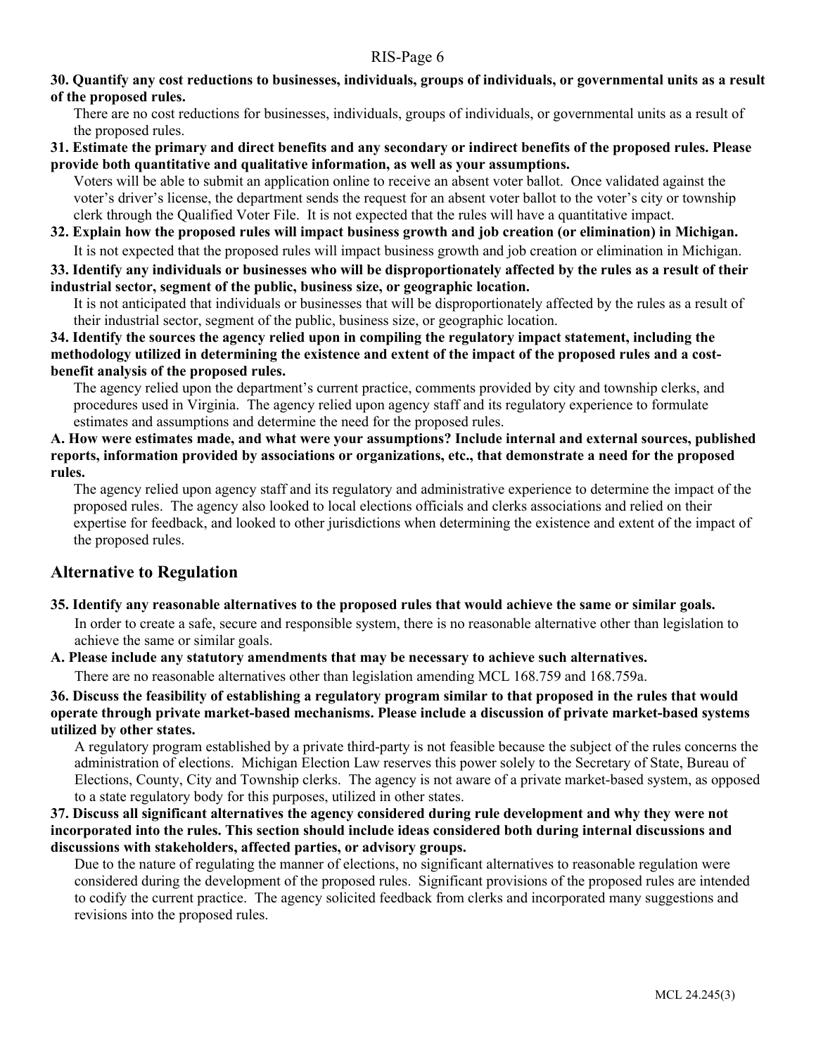**30. Quantify any cost reductions to businesses, individuals, groups of individuals, or governmental units as a result of the proposed rules.**

There are no cost reductions for businesses, individuals, groups of individuals, or governmental units as a result of the proposed rules.

**31. Estimate the primary and direct benefits and any secondary or indirect benefits of the proposed rules. Please provide both quantitative and qualitative information, as well as your assumptions.**

Voters will be able to submit an application online to receive an absent voter ballot. Once validated against the voter's driver's license, the department sends the request for an absent voter ballot to the voter's city or township clerk through the Qualified Voter File. It is not expected that the rules will have a quantitative impact.

**32. Explain how the proposed rules will impact business growth and job creation (or elimination) in Michigan.**

It is not expected that the proposed rules will impact business growth and job creation or elimination in Michigan.

**33. Identify any individuals or businesses who will be disproportionately affected by the rules as a result of their industrial sector, segment of the public, business size, or geographic location.**

It is not anticipated that individuals or businesses that will be disproportionately affected by the rules as a result of their industrial sector, segment of the public, business size, or geographic location.

**34. Identify the sources the agency relied upon in compiling the regulatory impact statement, including the methodology utilized in determining the existence and extent of the impact of the proposed rules and a cost-benefit analysis of the proposed rules.**

The agency relied upon the department's current practice, comments provided by city and township clerks, and procedures used in Virginia. The agency relied upon agency staff and its regulatory experience to formulate estimates and assumptions and determine the need for the proposed rules.

**A. How were estimates made, and what were your assumptions? Include internal and external sources, published reports, information provided by associations or organizations, etc., that demonstrate a need for the proposed rules.**

The agency relied upon agency staff and its regulatory and administrative experience to determine the impact of the proposed rules. The agency also looked to local elections officials and clerks associations and relied on their expertise for feedback, and looked to other jurisdictions when determining the existence and extent of the impact of the proposed rules.

## Alternative to Regulation

**35. Identify any reasonable alternatives to the proposed rules that would achieve the same or similar goals.**

In order to create a safe, secure and responsible system, there is no reasonable alternative other than legislation to achieve the same or similar goals.

**A. Please include any statutory amendments that may be necessary to achieve such alternatives.**

There are no reasonable alternatives other than legislation amending MCL 168.759 and 168.759a.

**36. Discuss the feasibility of establishing a regulatory program similar to that proposed in the rules that would operate through private market-based mechanisms. Please include a discussion of private market-based systems utilized by other states.**

A regulatory program established by a private third-party is not feasible because the subject of the rules concerns the administration of elections. Michigan Election Law reserves this power solely to the Secretary of State, Bureau of Elections, County, City and Township clerks. The agency is not aware of a private market-based system, as opposed to a state regulatory body for this purposes, utilized in other states.

**37. Discuss all significant alternatives the agency considered during rule development and why they were not incorporated into the rules. This section should include ideas considered both during internal discussions and discussions with stakeholders, affected parties, or advisory groups.**

Due to the nature of regulating the manner of elections, no significant alternatives to reasonable regulation were considered during the development of the proposed rules. Significant provisions of the proposed rules are intended to codify the current practice. The agency solicited feedback from clerks and incorporated many suggestions and revisions into the proposed rules.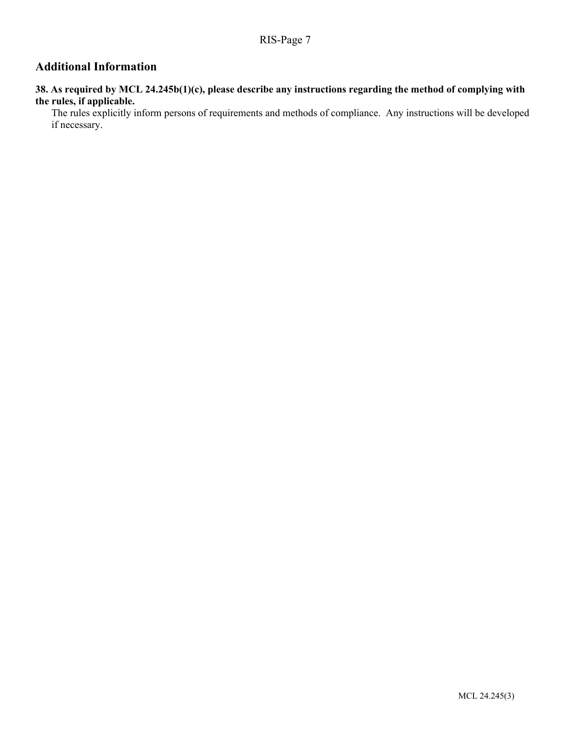## Additional Information

**38. As required by MCL 24.245b(1)(c), please describe any instructions regarding the method of complying with the rules, if applicable.**

The rules explicitly inform persons of requirements and methods of compliance. Any instructions will be developed if necessary.